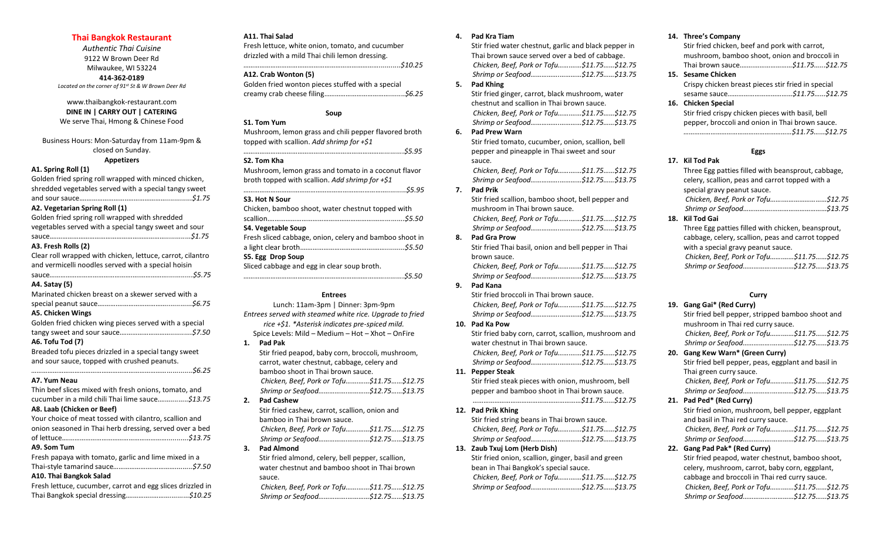# Thai Bangkok Restaurant

*Authentic Thai Cuisine*
9122 W Brown Deer Rd
Milwaukee, WI 53224
**414-362-0189**
*Located on the corner of 91st St & W Brown Deer Rd*

www.thaibangkok-restaurant.com
**DINE IN | CARRY OUT | CATERING**
We serve Thai, Hmong & Chinese Food

Business Hours: Mon-Saturday from 11am-9pm & closed on Sunday.

## Appetizers

**A1. Spring Roll (1)**
Golden fried spring roll wrapped with minced chicken, shredded vegetables served with a special tangy sweet and sour sauce.....$1.75

**A2. Vegetarian Spring Roll (1)**
Golden fried spring roll wrapped with shredded vegetables served with a special tangy sweet and sour sauce.....$1.75

**A3. Fresh Rolls (2)**
Clear roll wrapped with chicken, lettuce, carrot, cilantro and vermicelli noodles served with a special hoisin sauce.....$5.75

**A4. Satay (5)**
Marinated chicken breast on a skewer served with a special peanut sauce.....$6.75

**A5. Chicken Wings**
Golden fried chicken wing pieces served with a special tangy sweet and sour sauce.....$7.50

**A6. Tofu Tod (7)**
Breaded tofu pieces drizzled in a special tangy sweet and sour sauce, topped with crushed peanuts.....$6.25

**A7. Yum Neau**
Thin beef slices mixed with fresh onions, tomato, and cucumber in a mild chili Thai lime sauce.....$13.75

**A8. Laab (Chicken or Beef)**
Your choice of meat tossed with cilantro, scallion and onion seasoned in Thai herb dressing, served over a bed of lettuce.....$13.75

**A9. Som Tum**
Fresh papaya with tomato, garlic and lime mixed in a Thai-style tamarind sauce.....$7.50

**A10. Thai Bangkok Salad**
Fresh lettuce, cucumber, carrot and egg slices drizzled in Thai Bangkok special dressing.....$10.25

**A11. Thai Salad**
Fresh lettuce, white onion, tomato, and cucumber drizzled with a mild Thai chili lemon dressing.....$10.25

**A12. Crab Wonton (5)**
Golden fried wonton pieces stuffed with a special creamy crab cheese filing.....$6.25

## Soup

**S1. Tom Yum**
Mushroom, lemon grass and chili pepper flavored broth topped with scallion. *Add shrimp for +$1*.....$5.95

**S2. Tom Kha**
Mushroom, lemon grass and tomato in a coconut flavor broth topped with scallion. *Add shrimp for +$1*.....$5.95

**S3. Hot N Sour**
Chicken, bamboo shoot, water chestnut topped with scallion.....$5.50

**S4. Vegetable Soup**
Fresh sliced cabbage, onion, celery and bamboo shoot in a light clear broth.....$5.50

**S5. Egg Drop Soup**
Sliced cabbage and egg in clear soup broth.....$5.50

## Entrees

Lunch: 11am-3pm | Dinner: 3pm-9pm
*Entrees served with steamed white rice. Upgrade to fried rice +$1. \*Asterisk indicates pre-spiced mild.*
Spice Levels: Mild – Medium – Hot – Xhot – OnFire

**1. Pad Pak**
Stir fried peapod, baby corn, broccoli, mushroom, carrot, water chestnut, cabbage, celery and bamboo shoot in Thai brown sauce.
*Chicken, Beef, Pork or Tofu.....$11.75......$12.75*
*Shrimp or Seafood.....$12.75......$13.75*

**2. Pad Cashew**
Stir fried cashew, carrot, scallion, onion and bamboo shoot in Thai brown sauce.
*Chicken, Beef, Pork or Tofu.....$11.75......$12.75*
*Shrimp or Seafood.....$12.75......$13.75*

**3. Pad Almond**
Stir fried almond, celery, bell pepper, scallion, water chestnut and bamboo shoot in Thai brown sauce.
*Chicken, Beef, Pork or Tofu.....$11.75......$12.75*
*Shrimp or Seafood.....$12.75......$13.75*

**4. Pad Kra Tiam**
Stir fried water chestnut, garlic and black pepper in Thai brown sauce served over a bed of cabbage.
*Chicken, Beef, Pork or Tofu.....$11.75......$12.75*
*Shrimp or Seafood.....$12.75......$13.75*

**5. Pad Khing**
Stir fried ginger, carrot, black mushroom, water chestnut and scallion in Thai brown sauce.
*Chicken, Beef, Pork or Tofu.....$11.75......$12.75*
*Shrimp or Seafood.....$12.75......$13.75*

**6. Pad Prew Warn**
Stir fried tomato, cucumber, onion, scallion, bell pepper and pineapple in Thai sweet and sour sauce.
*Chicken, Beef, Pork or Tofu.....$11.75......$12.75*
*Shrimp or Seafood.....$12.75......$13.75*

**7. Pad Prik**
Stir fried scallion, bamboo shoot, bell pepper and mushroom in Thai brown sauce.
*Chicken, Beef, Pork or Tofu.....$11.75......$12.75*
*Shrimp or Seafood.....$12.75......$13.75*

**8. Pad Gra Prow**
Stir fried Thai basil, onion and bell pepper in Thai brown sauce.
*Chicken, Beef, Pork or Tofu.....$11.75......$12.75*
*Shrimp or Seafood.....$12.75......$13.75*

**9. Pad Kana**
Stir fried broccoli in Thai brown sauce.
*Chicken, Beef, Pork or Tofu.....$11.75......$12.75*
*Shrimp or Seafood.....$12.75......$13.75*

**10. Pad Ka Pow**
Stir fried baby corn, carrot, scallion, mushroom and water chestnut in Thai brown sauce.
*Chicken, Beef, Pork or Tofu.....$11.75......$12.75*
*Shrimp or Seafood.....$12.75......$13.75*

**11. Pepper Steak**
Stir fried steak pieces with onion, mushroom, bell pepper and bamboo shoot in Thai brown sauce.
.....$11.75......$12.75

**12. Pad Prik Khing**
Stir fried string beans in Thai brown sauce.
*Chicken, Beef, Pork or Tofu.....$11.75......$12.75*
*Shrimp or Seafood.....$12.75......$13.75*

**13. Zaub Txuj Lom (Herb Dish)**
Stir fried onion, scallion, ginger, basil and green bean in Thai Bangkok's special sauce.
*Chicken, Beef, Pork or Tofu.....$11.75......$12.75*
*Shrimp or Seafood.....$12.75......$13.75*

**14. Three's Company**
Stir fried chicken, beef and pork with carrot, mushroom, bamboo shoot, onion and broccoli in Thai brown sauce.....$11.75......$12.75

**15. Sesame Chicken**
Crispy chicken breast pieces stir fried in special sesame sauce.....$11.75......$12.75

**16. Chicken Special**
Stir fried crispy chicken pieces with basil, bell pepper, broccoli and onion in Thai brown sauce.
.....$11.75......$12.75

## Eggs

**17. Kil Tod Pak**
Three Egg patties filled with beansprout, cabbage, celery, scallion, peas and carrot topped with a special gravy peanut sauce.
*Chicken, Beef, Pork or Tofu.....$12.75*
*Shrimp or Seafood.....$13.75*

**18. Kil Tod Gai**
Three Egg patties filled with chicken, beansprout, cabbage, celery, scallion, peas and carrot topped with a special gravy peanut sauce.
*Chicken, Beef, Pork or Tofu.....$11.75......$12.75*
*Shrimp or Seafood.....$12.75......$13.75*

## Curry

**19. Gang Gai\* (Red Curry)**
Stir fried bell pepper, stripped bamboo shoot and mushroom in Thai red curry sauce.
*Chicken, Beef, Pork or Tofu.....$11.75......$12.75*
*Shrimp or Seafood.....$12.75......$13.75*

**20. Gang Kew Warn\* (Green Curry)**
Stir fried bell pepper, peas, eggplant and basil in Thai green curry sauce.
*Chicken, Beef, Pork or Tofu.....$11.75......$12.75*
*Shrimp or Seafood.....$12.75......$13.75*

**21. Pad Ped\* (Red Curry)**
Stir fried onion, mushroom, bell pepper, eggplant and basil in Thai red curry sauce.
*Chicken, Beef, Pork or Tofu.....$11.75......$12.75*
*Shrimp or Seafood.....$12.75......$13.75*

**22. Gang Pad Pak\* (Red Curry)**
Stir fried peapod, water chestnut, bamboo shoot, celery, mushroom, carrot, baby corn, eggplant, cabbage and broccoli in Thai red curry sauce.
*Chicken, Beef, Pork or Tofu.....$11.75......$12.75*
*Shrimp or Seafood.....$12.75......$13.75*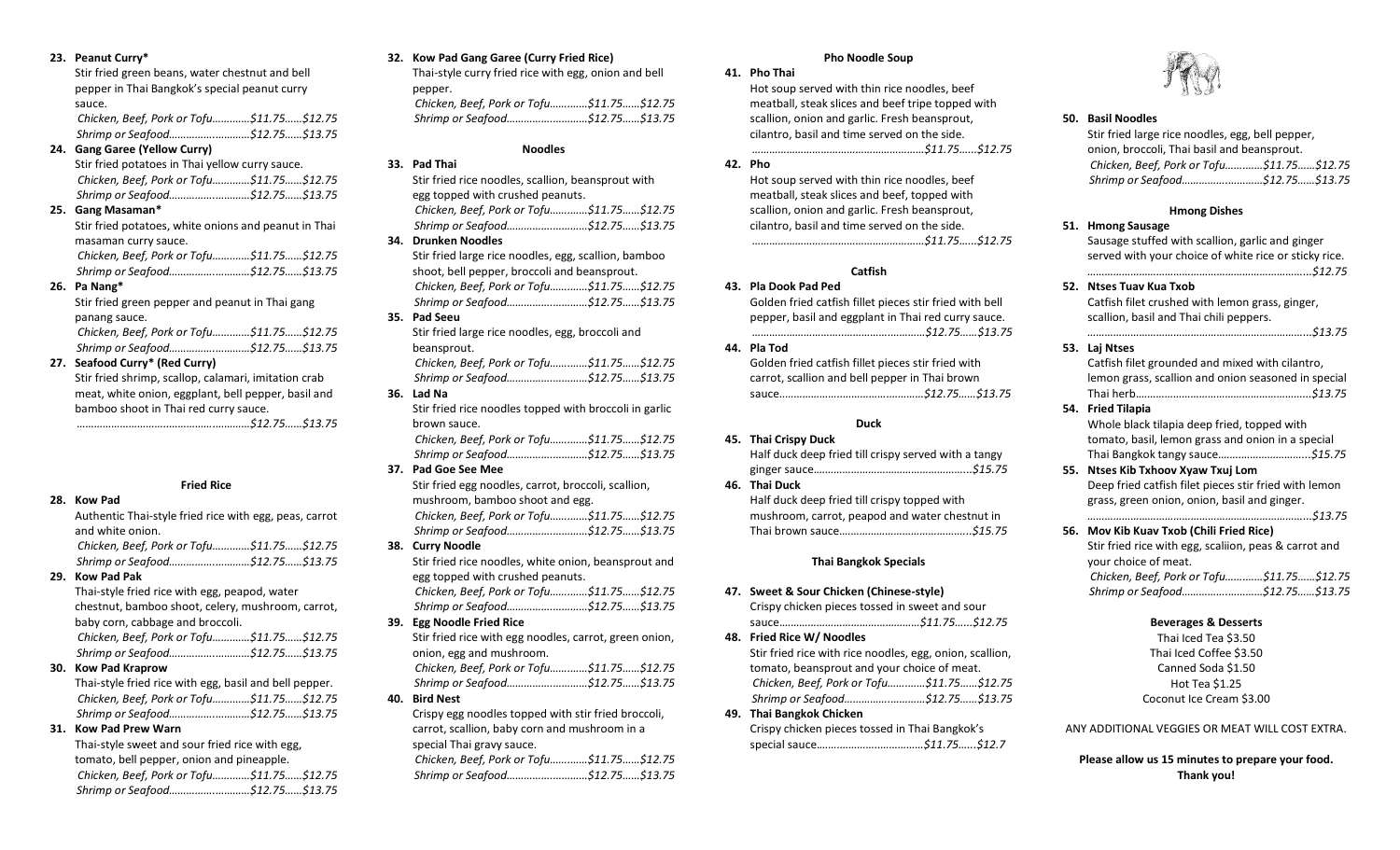**23. Peanut Curry***

Stir fried green beans, water chestnut and bell pepper in Thai Bangkok's special peanut curry sauce.

*Chicken, Beef, Pork or Tofu.............$11.75......$12.75*
*Shrimp or Seafood............................$12.75......$13.75*

**24. Gang Garee (Yellow Curry)**

Stir fried potatoes in Thai yellow curry sauce.

*Chicken, Beef, Pork or Tofu.............$11.75......$12.75*
*Shrimp or Seafood............................$12.75......$13.75*

**25. Gang Masaman***

Stir fried potatoes, white onions and peanut in Thai masaman curry sauce.

*Chicken, Beef, Pork or Tofu.............$11.75......$12.75*
*Shrimp or Seafood............................$12.75......$13.75*

**26. Pa Nang***

Stir fried green pepper and peanut in Thai gang panang sauce.

*Chicken, Beef, Pork or Tofu.............$11.75......$12.75*
*Shrimp or Seafood............................$12.75......$13.75*

**27. Seafood Curry* (Red Curry)**

Stir fried shrimp, scallop, calamari, imitation crab meat, white onion, eggplant, bell pepper, basil and bamboo shoot in Thai red curry sauce.

...........................................................$12.75......$13.75

## Fried Rice

**28. Kow Pad**

Authentic Thai-style fried rice with egg, peas, carrot and white onion.

*Chicken, Beef, Pork or Tofu.............$11.75......$12.75*
*Shrimp or Seafood............................$12.75......$13.75*

**29. Kow Pad Pak**

Thai-style fried rice with egg, peapod, water chestnut, bamboo shoot, celery, mushroom, carrot, baby corn, cabbage and broccoli.

*Chicken, Beef, Pork or Tofu.............$11.75......$12.75*
*Shrimp or Seafood............................$12.75......$13.75*

**30. Kow Pad Kraprow**

Thai-style fried rice with egg, basil and bell pepper.

*Chicken, Beef, Pork or Tofu.............$11.75......$12.75*
*Shrimp or Seafood............................$12.75......$13.75*

**31. Kow Pad Prew Warn**

Thai-style sweet and sour fried rice with egg, tomato, bell pepper, onion and pineapple.

*Chicken, Beef, Pork or Tofu.............$11.75......$12.75*
*Shrimp or Seafood............................$12.75......$13.75*

**32. Kow Pad Gang Garee (Curry Fried Rice)**

Thai-style curry fried rice with egg, onion and bell pepper.

*Chicken, Beef, Pork or Tofu.............$11.75......$12.75*
*Shrimp or Seafood............................$12.75......$13.75*

## Noodles

**33. Pad Thai**

Stir fried rice noodles, scallion, beansprout with egg topped with crushed peanuts.

*Chicken, Beef, Pork or Tofu.............$11.75......$12.75*
*Shrimp or Seafood............................$12.75......$13.75*

**34. Drunken Noodles**

Stir fried large rice noodles, egg, scallion, bamboo shoot, bell pepper, broccoli and beansprout.

*Chicken, Beef, Pork or Tofu.............$11.75......$12.75*
*Shrimp or Seafood............................$12.75......$13.75*

**35. Pad Seeu**

Stir fried large rice noodles, egg, broccoli and beansprout.

*Chicken, Beef, Pork or Tofu.............$11.75......$12.75*
*Shrimp or Seafood............................$12.75......$13.75*

**36. Lad Na**

Stir fried rice noodles topped with broccoli in garlic brown sauce.

*Chicken, Beef, Pork or Tofu.............$11.75......$12.75*
*Shrimp or Seafood............................$12.75......$13.75*

**37. Pad Goe See Mee**

Stir fried egg noodles, carrot, broccoli, scallion, mushroom, bamboo shoot and egg.

*Chicken, Beef, Pork or Tofu.............$11.75......$12.75*
*Shrimp or Seafood............................$12.75......$13.75*

**38. Curry Noodle**

Stir fried rice noodles, white onion, beansprout and egg topped with crushed peanuts.

*Chicken, Beef, Pork or Tofu.............$11.75......$12.75*
*Shrimp or Seafood............................$12.75......$13.75*

**39. Egg Noodle Fried Rice**

Stir fried rice with egg noodles, carrot, green onion, onion, egg and mushroom.

*Chicken, Beef, Pork or Tofu.............$11.75......$12.75*
*Shrimp or Seafood............................$12.75......$13.75*

**40. Bird Nest**

Crispy egg noodles topped with stir fried broccoli, carrot, scallion, baby corn and mushroom in a special Thai gravy sauce.

*Chicken, Beef, Pork or Tofu.............$11.75......$12.75*
*Shrimp or Seafood............................$12.75......$13.75*

## Pho Noodle Soup

**41. Pho Thai**

Hot soup served with thin rice noodles, beef meatball, steak slices and beef tripe topped with scallion, onion and garlic. Fresh beansprout, cilantro, basil and time served on the side.

...........................................................$11.75......$12.75

**42. Pho**

Hot soup served with thin rice noodles, beef meatball, steak slices and beef, topped with scallion, onion and garlic. Fresh beansprout, cilantro, basil and time served on the side.

...........................................................$11.75......$12.75

## Catfish

**43. Pla Dook Pad Ped**

Golden fried catfish fillet pieces stir fried with bell pepper, basil and eggplant in Thai red curry sauce.

...........................................................$12.75......$13.75

**44. Pla Tod**

Golden fried catfish fillet pieces stir fried with carrot, scallion and bell pepper in Thai brown sauce..................................................$12.75......$13.75

## Duck

**45. Thai Crispy Duck**

Half duck deep fried till crispy served with a tangy ginger sauce......................................................$15.75

**46. Thai Duck**

Half duck deep fried till crispy topped with mushroom, carrot, peapod and water chestnut in Thai brown sauce..............................................$15.75

## Thai Bangkok Specials

**47. Sweet & Sour Chicken (Chinese-style)**

Crispy chicken pieces tossed in sweet and sour sauce.................................................$11.75......$12.75

**48. Fried Rice W/ Noodles**

Stir fried rice with rice noodles, egg, onion, scallion, tomato, beansprout and your choice of meat.

*Chicken, Beef, Pork or Tofu.............$11.75......$12.75*
*Shrimp or Seafood............................$12.75......$13.75*

**49. Thai Bangkok Chicken**

Crispy chicken pieces tossed in Thai Bangkok's special sauce.....................................$11.75......$12.7

**50. Basil Noodles**

Stir fried large rice noodles, egg, bell pepper, onion, broccoli, Thai basil and beansprout.

*Chicken, Beef, Pork or Tofu.............$11.75......$12.75*
*Shrimp or Seafood............................$12.75......$13.75*

## Hmong Dishes

**51. Hmong Sausage**

Sausage stuffed with scallion, garlic and ginger served with your choice of white rice or sticky rice.

.............................................................................$12.75

**52. Ntses Tuav Kua Txob**

Catfish filet crushed with lemon grass, ginger, scallion, basil and Thai chili peppers.

.............................................................................$13.75

**53. Laj Ntses**

Catfish filet grounded and mixed with cilantro, lemon grass, scallion and onion seasoned in special Thai herb............................................................$13.75

**54. Fried Tilapia**

Whole black tilapia deep fried, topped with tomato, basil, lemon grass and onion in a special Thai Bangkok tangy sauce...............................$15.75

**55. Ntses Kib Txhoov Xyaw Txuj Lom**

Deep fried catfish filet pieces stir fried with lemon grass, green onion, onion, basil and ginger.

.............................................................................$13.75

**56. Mov Kib Kuav Txob (Chili Fried Rice)**

Stir fried rice with egg, scaliion, peas & carrot and your choice of meat.

*Chicken, Beef, Pork or Tofu.............$11.75......$12.75*
*Shrimp or Seafood............................$12.75......$13.75*

## Beverages & Desserts

Thai Iced Tea $3.50
Thai Iced Coffee $3.50
Canned Soda $1.50
Hot Tea $1.25
Coconut Ice Cream $3.00

ANY ADDITIONAL VEGGIES OR MEAT WILL COST EXTRA.

**Please allow us 15 minutes to prepare your food.**
**Thank you!**